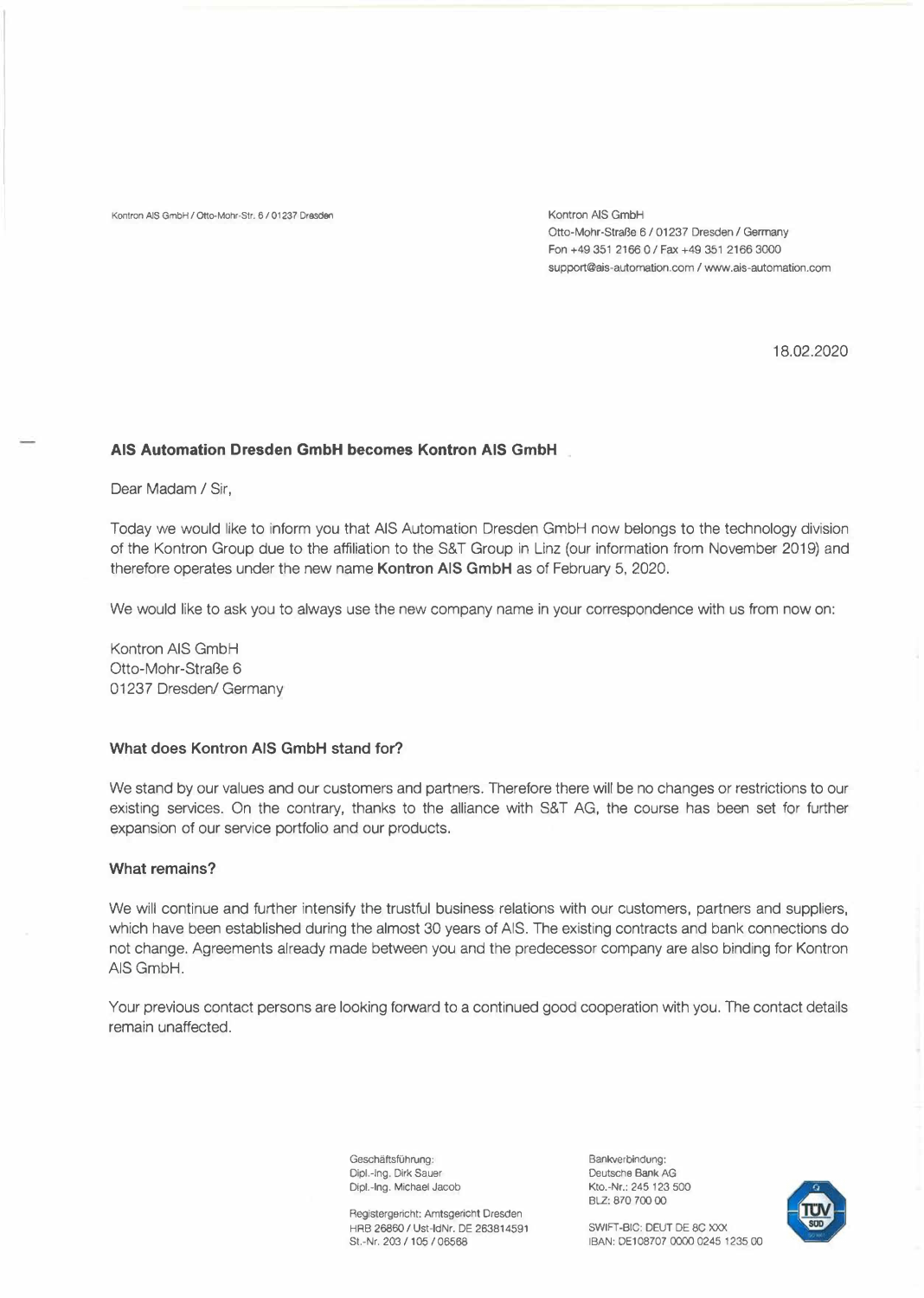Kontron AIS GmbH / Otto-Mohr-Str. 6 / 01237 Dresden

Kontron AIS GmbH
Otto-Mohr-Straße 6 / 01237 Dresden / Germany
Fon +49 351 2166 0 / Fax +49 351 2166 3000
support@ais-automation.com / www.ais-automation.com

18.02.2020

**AIS Automation Dresden GmbH becomes Kontron AIS GmbH**

Dear Madam / Sir,

Today we would like to inform you that AIS Automation Dresden GmbH now belongs to the technology division of the Kontron Group due to the affiliation to the S&T Group in Linz (our information from November 2019) and therefore operates under the new name **Kontron AIS GmbH** as of February 5, 2020.

We would like to ask you to always use the new company name in your correspondence with us from now on:

Kontron AIS GmbH
Otto-Mohr-Straße 6
01237 Dresden/ Germany

**What does Kontron AIS GmbH stand for?**

We stand by our values and our customers and partners. Therefore there will be no changes or restrictions to our existing services. On the contrary, thanks to the alliance with S&T AG, the course has been set for further expansion of our service portfolio and our products.

**What remains?**

We will continue and further intensify the trustful business relations with our customers, partners and suppliers, which have been established during the almost 30 years of AIS. The existing contracts and bank connections do not change. Agreements already made between you and the predecessor company are also binding for Kontron AIS GmbH.

Your previous contact persons are looking forward to a continued good cooperation with you. The contact details remain unaffected.

Geschäftsführung:
Dipl.-Ing. Dirk Sauer
Dipl.-Ing. Michael Jacob

Registergericht: Amtsgericht Dresden
HRB 26860 / Ust-IdNr. DE 263814591
St.-Nr. 203 / 105 / 06568

Bankverbindung:
Deutsche Bank AG
Kto.-Nr.: 245 123 500
BLZ: 870 700 00

SWIFT-BIC: DEUT DE 8C XXX
IBAN: DE108707 0000 0245 1235 00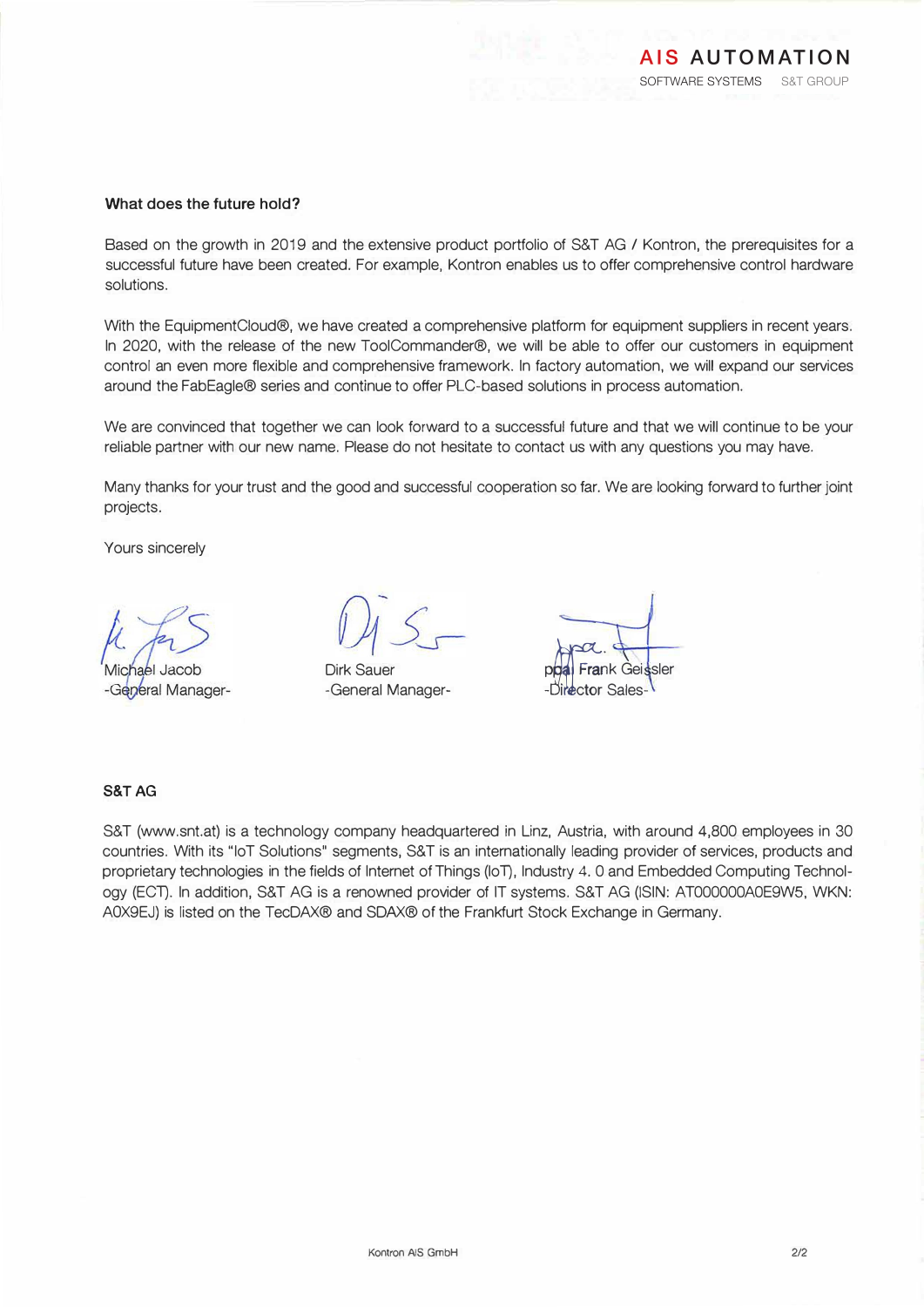### What does the future hold?

Based on the growth in 2019 and the extensive product portfolio of S&T AG / Kontron, the prerequisites for a successful future have been created. For example, Kontron enables us to offer comprehensive control hardware solutions.

With the EquipmentCloud®, we have created a comprehensive platform for equipment suppliers in recent years. In 2020, with the release of the new ToolCommander®, we will be able to offer our customers in equipment control an even more flexible and comprehensive framework. In factory automation, we will expand our services around the FabEagle® series and continue to offer PLC-based solutions in process automation.

We are convinced that together we can look forward to a successful future and that we will continue to be your reliable partner with our new name. Please do not hesitate to contact us with any questions you may have.

Many thanks for your trust and the good and successful cooperation so far. We are looking forward to further joint projects.

Yours sincerely

| | | |
|---|---|---|
| Michael Jacob | Dirk Sauer | ppa. Frank Geissler |
| -General Manager- | -General Manager- | -Director Sales- |

### S&T AG

S&T (www.snt.at) is a technology company headquartered in Linz, Austria, with around 4,800 employees in 30 countries. With its "IoT Solutions" segments, S&T is an internationally leading provider of services, products and proprietary technologies in the fields of Internet of Things (IoT), Industry 4. 0 and Embedded Computing Technology (ECT). In addition, S&T AG is a renowned provider of IT systems. S&T AG (ISIN: AT000000A0E9W5, WKN: A0X9EJ) is listed on the TecDAX® and SDAX® of the Frankfurt Stock Exchange in Germany.

Kontron AIS GmbH